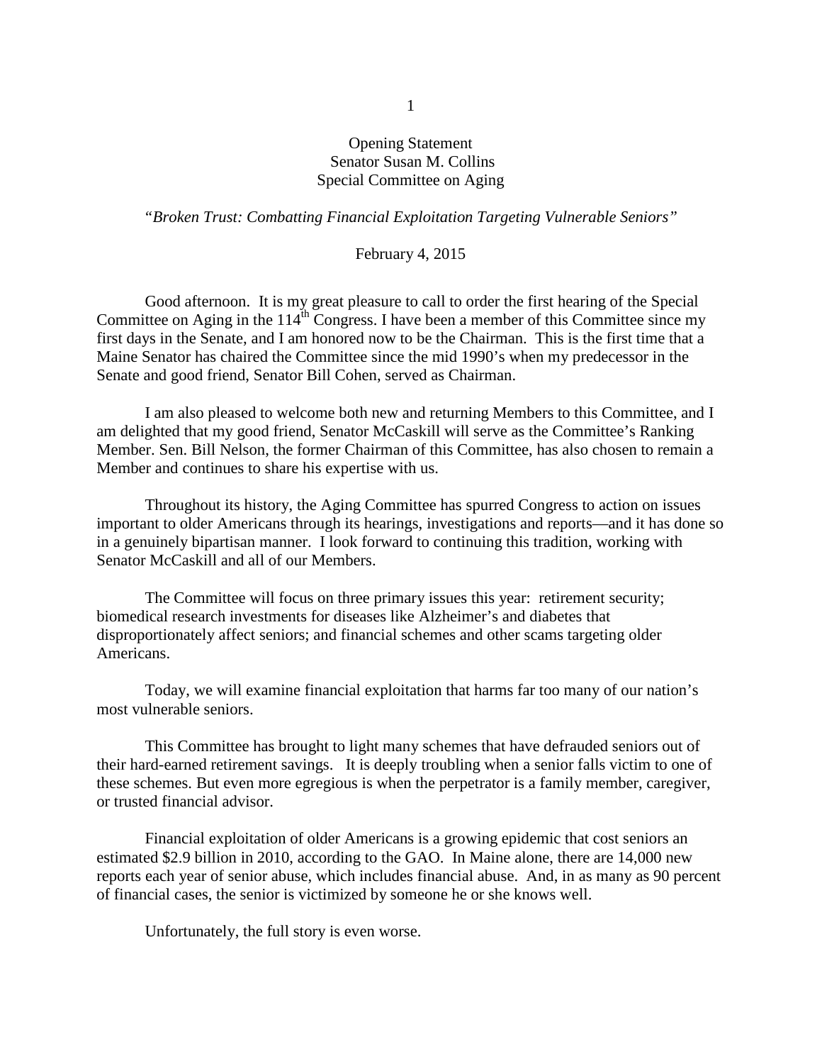# Opening Statement
## Senator Susan M. Collins
## Special Committee on Aging

*"Broken Trust: Combatting Financial Exploitation Targeting Vulnerable Seniors"*

February 4, 2015

Good afternoon. It is my great pleasure to call to order the first hearing of the Special Committee on Aging in the 114th Congress. I have been a member of this Committee since my first days in the Senate, and I am honored now to be the Chairman. This is the first time that a Maine Senator has chaired the Committee since the mid 1990's when my predecessor in the Senate and good friend, Senator Bill Cohen, served as Chairman.

I am also pleased to welcome both new and returning Members to this Committee, and I am delighted that my good friend, Senator McCaskill will serve as the Committee's Ranking Member. Sen. Bill Nelson, the former Chairman of this Committee, has also chosen to remain a Member and continues to share his expertise with us.

Throughout its history, the Aging Committee has spurred Congress to action on issues important to older Americans through its hearings, investigations and reports—and it has done so in a genuinely bipartisan manner. I look forward to continuing this tradition, working with Senator McCaskill and all of our Members.

The Committee will focus on three primary issues this year: retirement security; biomedical research investments for diseases like Alzheimer's and diabetes that disproportionately affect seniors; and financial schemes and other scams targeting older Americans.

Today, we will examine financial exploitation that harms far too many of our nation's most vulnerable seniors.

This Committee has brought to light many schemes that have defrauded seniors out of their hard-earned retirement savings. It is deeply troubling when a senior falls victim to one of these schemes. But even more egregious is when the perpetrator is a family member, caregiver, or trusted financial advisor.

Financial exploitation of older Americans is a growing epidemic that cost seniors an estimated $2.9 billion in 2010, according to the GAO. In Maine alone, there are 14,000 new reports each year of senior abuse, which includes financial abuse. And, in as many as 90 percent of financial cases, the senior is victimized by someone he or she knows well.

Unfortunately, the full story is even worse.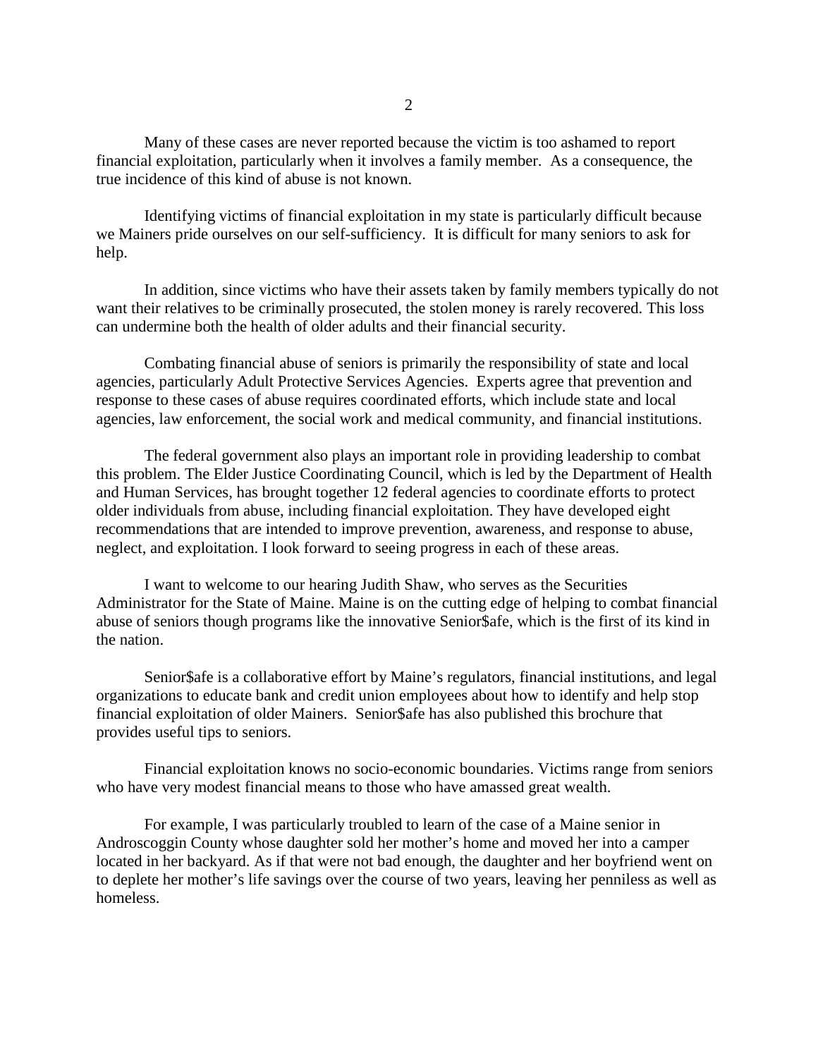Many of these cases are never reported because the victim is too ashamed to report financial exploitation, particularly when it involves a family member. As a consequence, the true incidence of this kind of abuse is not known.

Identifying victims of financial exploitation in my state is particularly difficult because we Mainers pride ourselves on our self-sufficiency. It is difficult for many seniors to ask for help.

In addition, since victims who have their assets taken by family members typically do not want their relatives to be criminally prosecuted, the stolen money is rarely recovered. This loss can undermine both the health of older adults and their financial security.

Combating financial abuse of seniors is primarily the responsibility of state and local agencies, particularly Adult Protective Services Agencies. Experts agree that prevention and response to these cases of abuse requires coordinated efforts, which include state and local agencies, law enforcement, the social work and medical community, and financial institutions.

The federal government also plays an important role in providing leadership to combat this problem. The Elder Justice Coordinating Council, which is led by the Department of Health and Human Services, has brought together 12 federal agencies to coordinate efforts to protect older individuals from abuse, including financial exploitation. They have developed eight recommendations that are intended to improve prevention, awareness, and response to abuse, neglect, and exploitation. I look forward to seeing progress in each of these areas.

I want to welcome to our hearing Judith Shaw, who serves as the Securities Administrator for the State of Maine. Maine is on the cutting edge of helping to combat financial abuse of seniors though programs like the innovative Senior$afe, which is the first of its kind in the nation.

Senior$afe is a collaborative effort by Maine's regulators, financial institutions, and legal organizations to educate bank and credit union employees about how to identify and help stop financial exploitation of older Mainers. Senior$afe has also published this brochure that provides useful tips to seniors.

Financial exploitation knows no socio-economic boundaries. Victims range from seniors who have very modest financial means to those who have amassed great wealth.

For example, I was particularly troubled to learn of the case of a Maine senior in Androscoggin County whose daughter sold her mother's home and moved her into a camper located in her backyard. As if that were not bad enough, the daughter and her boyfriend went on to deplete her mother's life savings over the course of two years, leaving her penniless as well as homeless.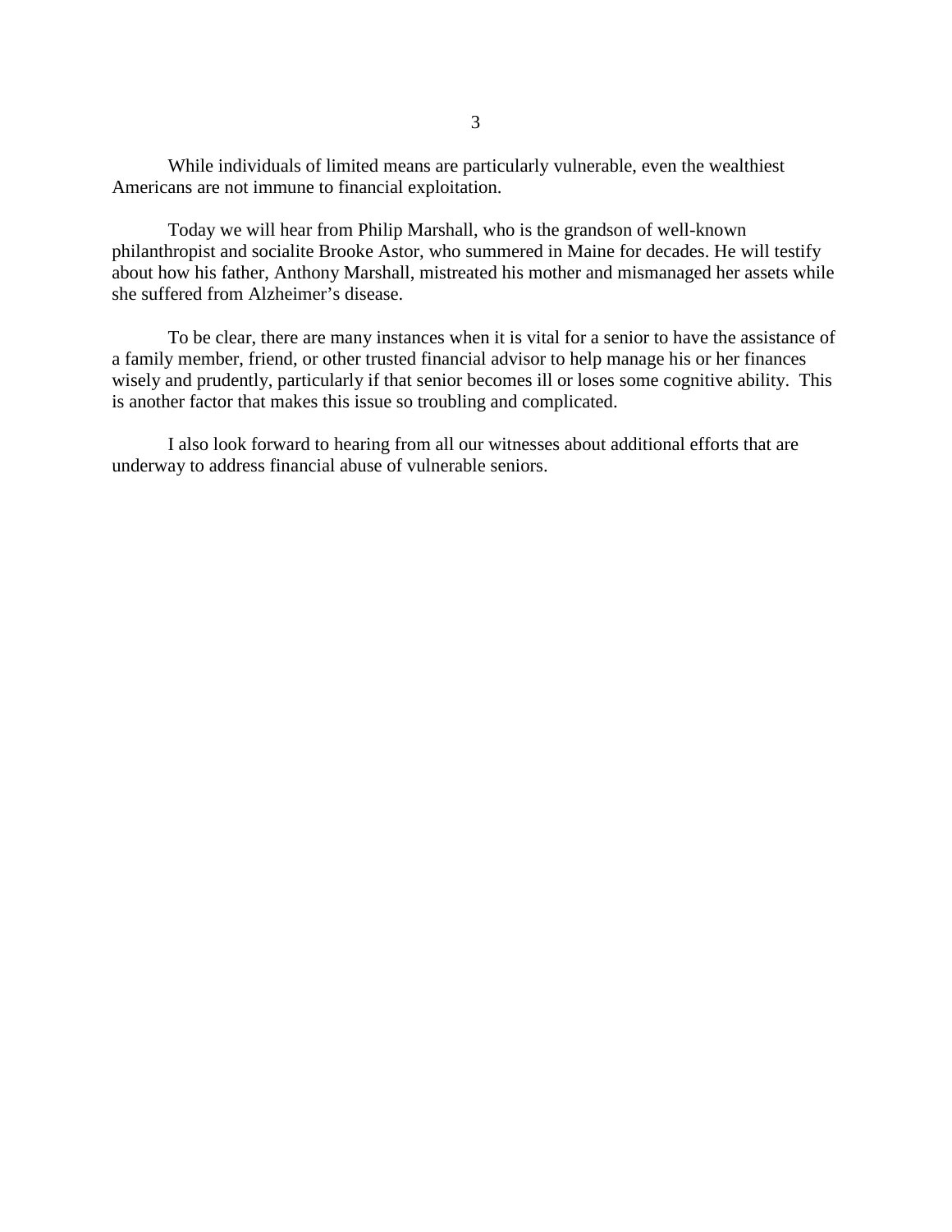While individuals of limited means are particularly vulnerable, even the wealthiest Americans are not immune to financial exploitation.

Today we will hear from Philip Marshall, who is the grandson of well-known philanthropist and socialite Brooke Astor, who summered in Maine for decades. He will testify about how his father, Anthony Marshall, mistreated his mother and mismanaged her assets while she suffered from Alzheimer's disease.

To be clear, there are many instances when it is vital for a senior to have the assistance of a family member, friend, or other trusted financial advisor to help manage his or her finances wisely and prudently, particularly if that senior becomes ill or loses some cognitive ability. This is another factor that makes this issue so troubling and complicated.

I also look forward to hearing from all our witnesses about additional efforts that are underway to address financial abuse of vulnerable seniors.